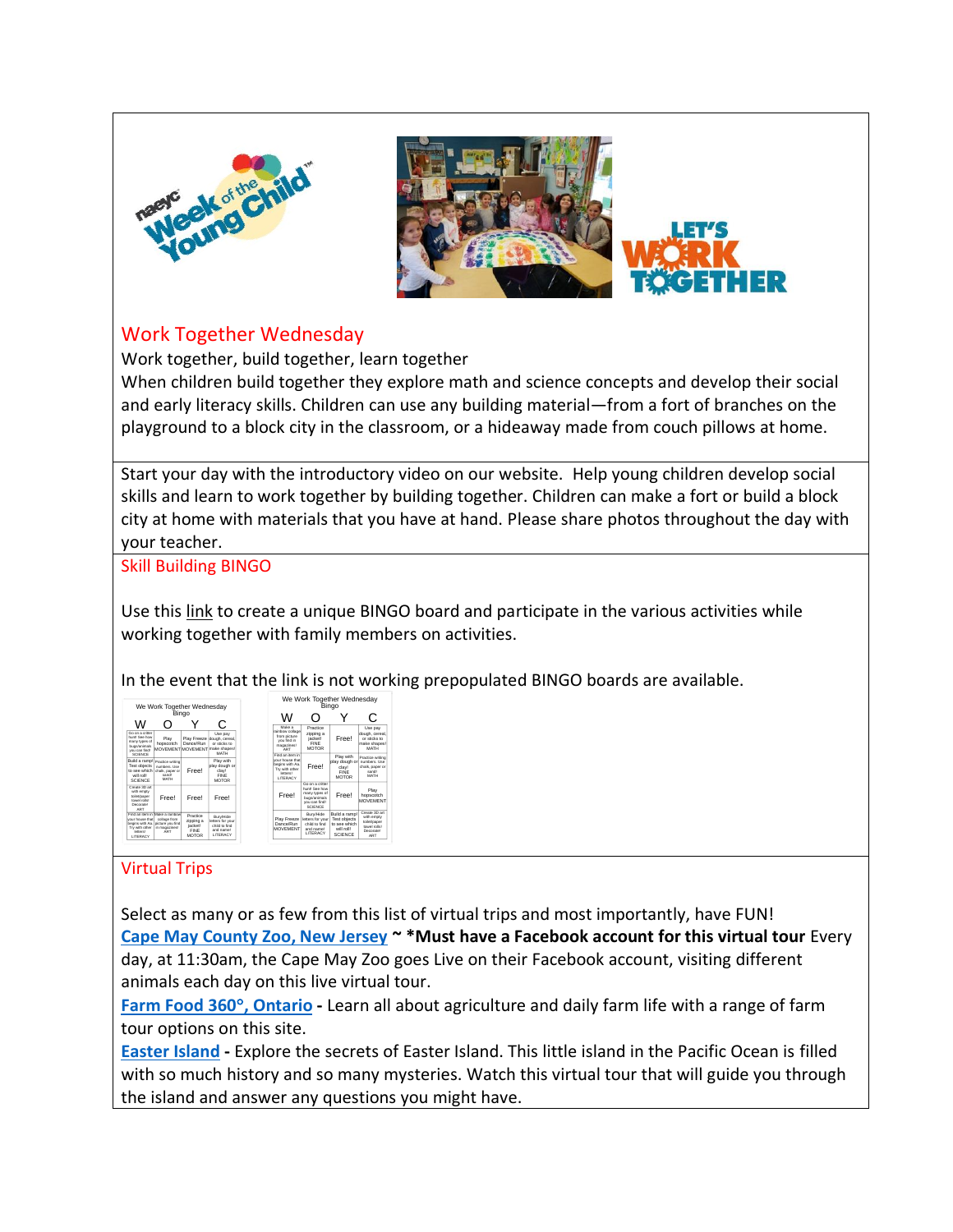## Work Together Wednesday

Work together, build together, learn together

When children build together they explore math and science concepts and develop their social and early literacy skills. Children can use any building material—from a fort of branches on the playground to a block city in the classroom, or a hideaway made from couch pillows at home.

Start your day with the introductory video on our website. Help young children develop social skills and learn to work together by building together. Children can make a fort or build a block city at home with materials that you have at hand. Please share photos throughout the day with your teacher.

## Skill Building BINGO

Use this link to create a unique BINGO board and participate in the various activities while working together with family members on activities.

In the event that the link is not working prepopulated BINGO boards are available.

We Work Together Wednesday Bingo

| W | O | Y | C |
|---|---|---|---|
| Go on a critter hunt See how many types of bugs/animals you can find! SCIENCE | Play hopscotch MOVEMENT | Play Freeze Dance/Run MOVEMENT | Use play dough, cereal, or sticks to make shapes! MATH |
| Build a ramp! Test objects to see which will roll! SCIENCE | Practice writing numbers. Use chalk, paper or sand! MATH | Free! | Play with play dough or clay! FINE MOTOR |
| Create 3D art with empty toilet/paper towel rolls! Decorate! ART | Free! | Free! | Free! |
| Find an item in your house that begins with Aa. Try with other letters! LITERACY | Make a rainbow collage from pictures you find in magazines! ART | Practice zipping a jacket! FINE MOTOR | Bury/Hide letters for your child to find and name! LITERACY |

We Work Together Wednesday Bingo

| W | O | Y | C |
|---|---|---|---|
| Make a rainbow collage from picture you find in magazines! ART | Practice zipping a jacket! FINE MOTOR | Free! | Use play dough, cereal, or sticks to make shapes! MATH |
| Find an item in your house that begins with Aa. Try with other letters! LITERACY | Free! | Play with play dough or clay! FINE MOTOR | Practice writing numbers. Use chalk, paper or sand! MATH |
| Free! | Go on a critter hunt See how many types of bugs/animals you can find! SCIENCE | Free! | Play hopscotch MOVEMENT |
| Play Freeze Dance/Run MOVEMENT | Bury/Hide letters for your child to find and name! LITERACY | Build a ramp! Test objects to see which will roll! SCIENCE | Create 3D art with empty toilet/paper towel rolls! Decorate! ART |

## Virtual Trips

Select as many or as few from this list of virtual trips and most importantly, have FUN!

**Cape May County Zoo, New Jersey** ~ ***Must have a Facebook account for this virtual tour** Every day, at 11:30am, the Cape May Zoo goes Live on their Facebook account, visiting different animals each day on this live virtual tour.

**Farm Food 360°, Ontario** - Learn all about agriculture and daily farm life with a range of farm tour options on this site.

**Easter Island** - Explore the secrets of Easter Island. This little island in the Pacific Ocean is filled with so much history and so many mysteries. Watch this virtual tour that will guide you through the island and answer any questions you might have.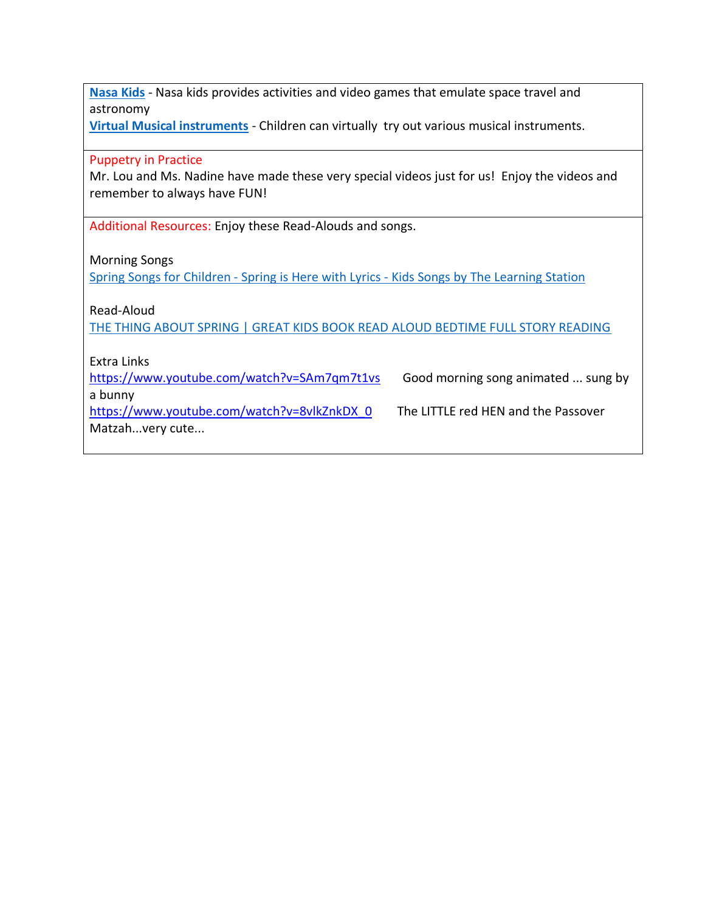**Nasa Kids** - Nasa kids provides activities and video games that emulate space travel and astronomy

**Virtual Musical instruments** - Children can virtually try out various musical instruments.

Puppetry in Practice

Mr. Lou and Ms. Nadine have made these very special videos just for us! Enjoy the videos and remember to always have FUN!

Additional Resources: Enjoy these Read-Alouds and songs.

Morning Songs

Spring Songs for Children - Spring is Here with Lyrics - Kids Songs by The Learning Station

Read-Aloud

THE THING ABOUT SPRING | GREAT KIDS BOOK READ ALOUD BEDTIME FULL STORY READING

Extra Links

https://www.youtube.com/watch?v=SAm7qm7t1vs Good morning song animated ... sung by a bunny

https://www.youtube.com/watch?v=8vlkZnkDX_0 The LITTLE red HEN and the Passover Matzah...very cute...